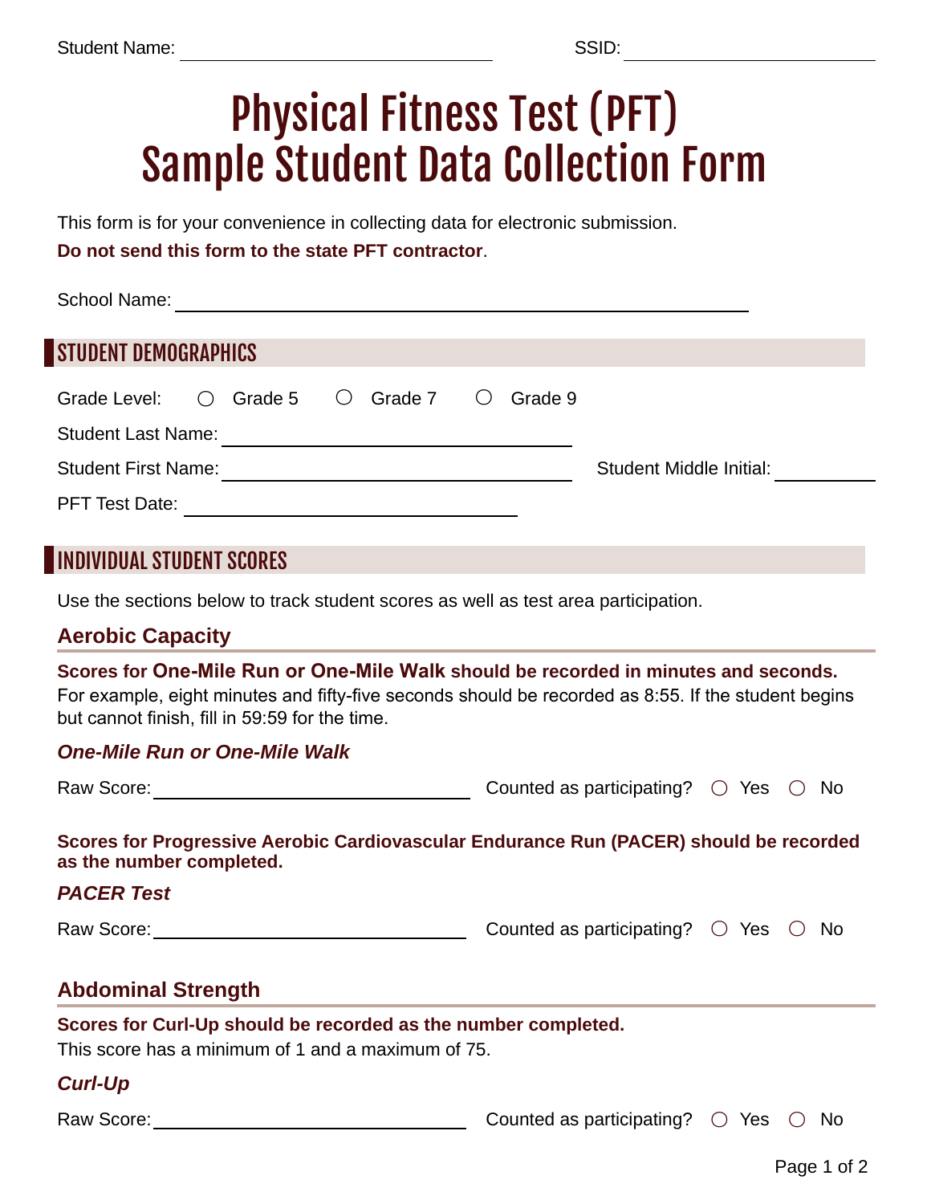Student Name: ______________________________ SSID: ________________________

# Physical Fitness Test (PFT) Sample Student Data Collection Form

This form is for your convenience in collecting data for electronic submission.

**Do not send this form to the state PFT contractor**.

School Name: ________________________________________________________

## STUDENT DEMOGRAPHICS

Grade Level: ○ Grade 5 ○ Grade 7 ○ Grade 9

Student Last Name: __________________________________

Student First Name: __________________________________ Student Middle Initial: __________

PFT Test Date: ________________________________

## INDIVIDUAL STUDENT SCORES

Use the sections below to track student scores as well as test area participation.

### Aerobic Capacity

**Scores for One-Mile Run or One-Mile Walk should be recorded in minutes and seconds.**
For example, eight minutes and fifty-five seconds should be recorded as 8:55. If the student begins but cannot finish, fill in 59:59 for the time.

***One-Mile Run or One-Mile Walk***

Raw Score: ______________________________ Counted as participating? ○ Yes ○ No

**Scores for Progressive Aerobic Cardiovascular Endurance Run (PACER) should be recorded as the number completed.**

***PACER Test***

Raw Score: ______________________________ Counted as participating? ○ Yes ○ No

### Abdominal Strength

**Scores for Curl-Up should be recorded as the number completed.**
This score has a minimum of 1 and a maximum of 75.

***Curl-Up***

Raw Score: ______________________________ Counted as participating? ○ Yes ○ No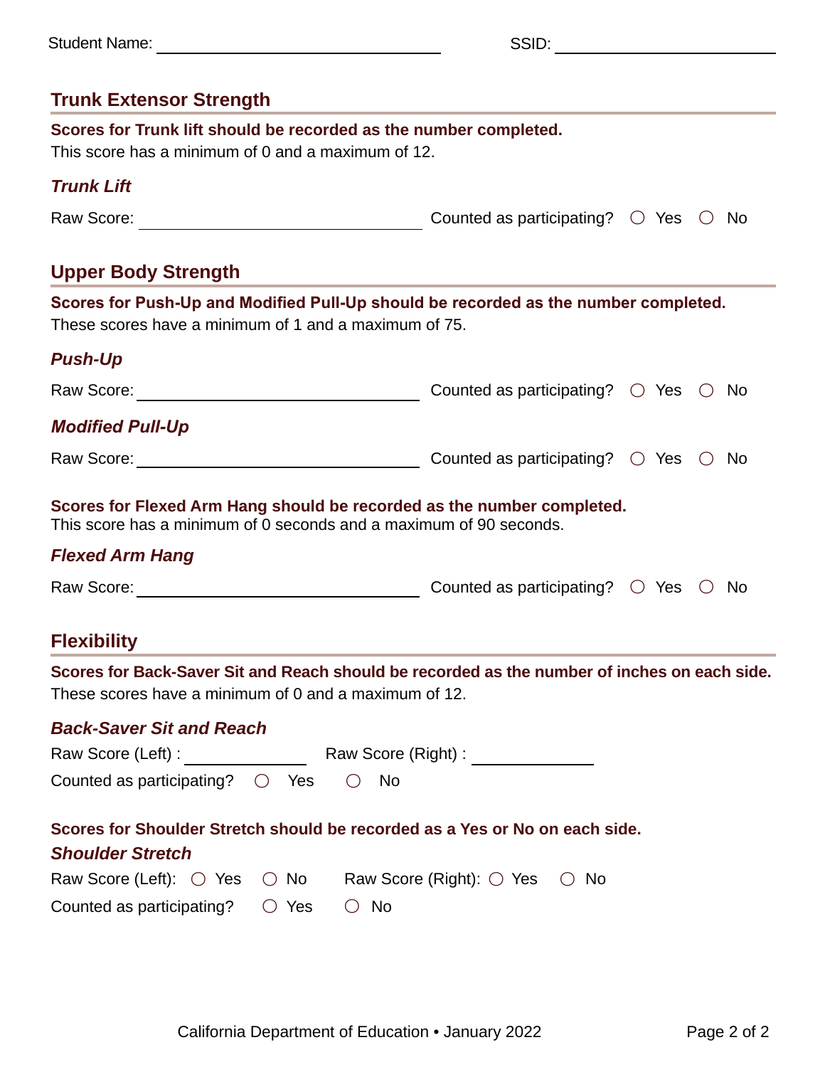Student Name: ______________________________ SSID: ________________________

## Trunk Extensor Strength

**Scores for Trunk lift should be recorded as the number completed.**
This score has a minimum of 0 and a maximum of 12.

### *Trunk Lift*

Raw Score: ______________________________ Counted as participating? ○ Yes ○ No

## Upper Body Strength

**Scores for Push-Up and Modified Pull-Up should be recorded as the number completed.**
These scores have a minimum of 1 and a maximum of 75.

### *Push-Up*

Raw Score: ______________________________ Counted as participating? ○ Yes ○ No

### *Modified Pull-Up*

Raw Score: ______________________________ Counted as participating? ○ Yes ○ No

**Scores for Flexed Arm Hang should be recorded as the number completed.**
This score has a minimum of 0 seconds and a maximum of 90 seconds.

### *Flexed Arm Hang*

Raw Score: ______________________________ Counted as participating? ○ Yes ○ No

## Flexibility

**Scores for Back-Saver Sit and Reach should be recorded as the number of inches on each side.**
These scores have a minimum of 0 and a maximum of 12.

### *Back-Saver Sit and Reach*

Raw Score (Left) : ____________ Raw Score (Right) : ____________

Counted as participating? ○ Yes ○ No

**Scores for Shoulder Stretch should be recorded as a Yes or No on each side.**

### *Shoulder Stretch*

Raw Score (Left): ○ Yes ○ No Raw Score (Right): ○ Yes ○ No

Counted as participating? ○ Yes ○ No

California Department of Education • January 2022